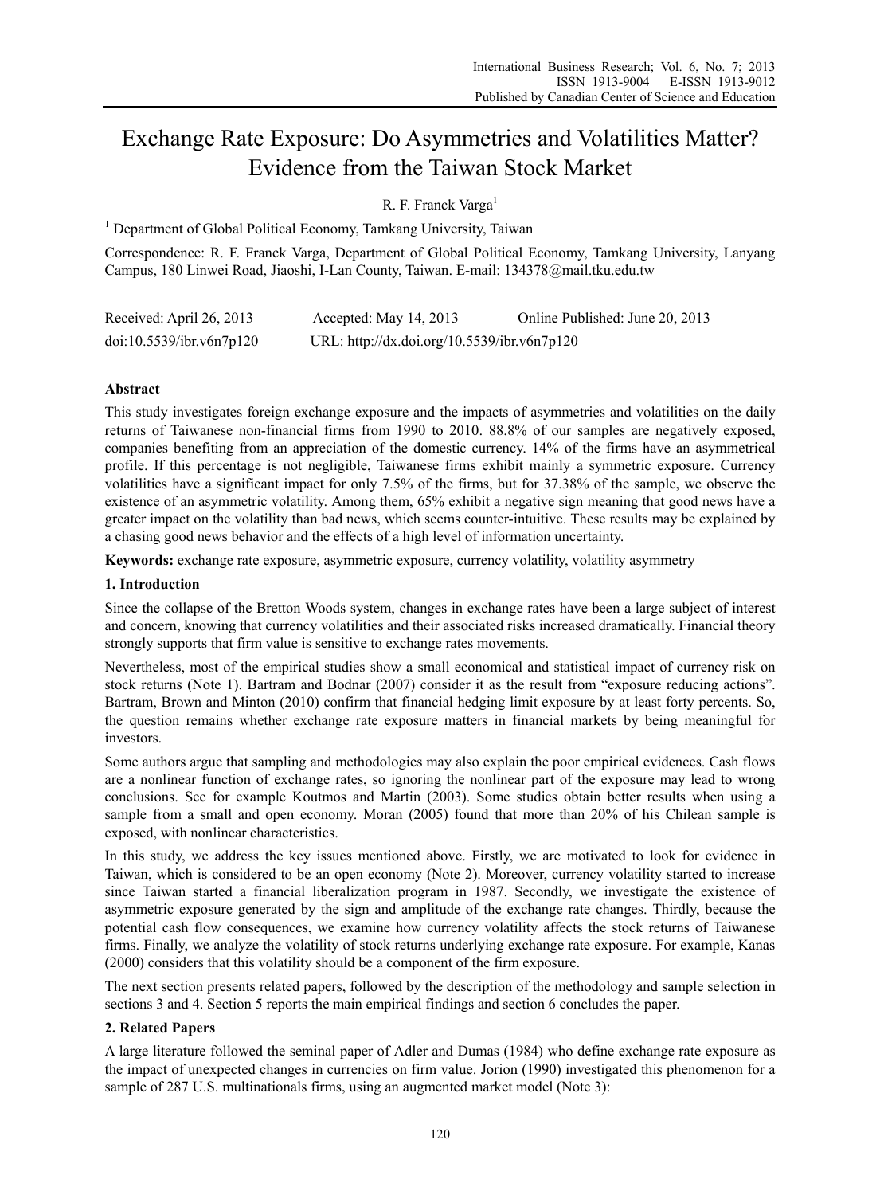# Exchange Rate Exposure: Do Asymmetries and Volatilities Matter? Evidence from the Taiwan Stock Market

R. F. Franck Varga[1]

[1] Department of Global Political Economy, Tamkang University, Taiwan

Correspondence: R. F. Franck Varga, Department of Global Political Economy, Tamkang University, Lanyang Campus, 180 Linwei Road, Jiaoshi, I-Lan County, Taiwan. E-mail: 134378@mail.tku.edu.tw

Received: April 26, 2013 Accepted: May 14, 2013 Online Published: June 20, 2013

doi:10.5539/ibr.v6n7p120 URL: http://dx.doi.org/10.5539/ibr.v6n7p120

## Abstract

This study investigates foreign exchange exposure and the impacts of asymmetries and volatilities on the daily returns of Taiwanese non-financial firms from 1990 to 2010. 88.8% of our samples are negatively exposed, companies benefiting from an appreciation of the domestic currency. 14% of the firms have an asymmetrical profile. If this percentage is not negligible, Taiwanese firms exhibit mainly a symmetric exposure. Currency volatilities have a significant impact for only 7.5% of the firms, but for 37.38% of the sample, we observe the existence of an asymmetric volatility. Among them, 65% exhibit a negative sign meaning that good news have a greater impact on the volatility than bad news, which seems counter-intuitive. These results may be explained by a chasing good news behavior and the effects of a high level of information uncertainty.

**Keywords:** exchange rate exposure, asymmetric exposure, currency volatility, volatility asymmetry

## 1. Introduction

Since the collapse of the Bretton Woods system, changes in exchange rates have been a large subject of interest and concern, knowing that currency volatilities and their associated risks increased dramatically. Financial theory strongly supports that firm value is sensitive to exchange rates movements.

Nevertheless, most of the empirical studies show a small economical and statistical impact of currency risk on stock returns (Note 1). Bartram and Bodnar (2007) consider it as the result from "exposure reducing actions". Bartram, Brown and Minton (2010) confirm that financial hedging limit exposure by at least forty percents. So, the question remains whether exchange rate exposure matters in financial markets by being meaningful for investors.

Some authors argue that sampling and methodologies may also explain the poor empirical evidences. Cash flows are a nonlinear function of exchange rates, so ignoring the nonlinear part of the exposure may lead to wrong conclusions. See for example Koutmos and Martin (2003). Some studies obtain better results when using a sample from a small and open economy. Moran (2005) found that more than 20% of his Chilean sample is exposed, with nonlinear characteristics.

In this study, we address the key issues mentioned above. Firstly, we are motivated to look for evidence in Taiwan, which is considered to be an open economy (Note 2). Moreover, currency volatility started to increase since Taiwan started a financial liberalization program in 1987. Secondly, we investigate the existence of asymmetric exposure generated by the sign and amplitude of the exchange rate changes. Thirdly, because the potential cash flow consequences, we examine how currency volatility affects the stock returns of Taiwanese firms. Finally, we analyze the volatility of stock returns underlying exchange rate exposure. For example, Kanas (2000) considers that this volatility should be a component of the firm exposure.

The next section presents related papers, followed by the description of the methodology and sample selection in sections 3 and 4. Section 5 reports the main empirical findings and section 6 concludes the paper.

## 2. Related Papers

A large literature followed the seminal paper of Adler and Dumas (1984) who define exchange rate exposure as the impact of unexpected changes in currencies on firm value. Jorion (1990) investigated this phenomenon for a sample of 287 U.S. multinationals firms, using an augmented market model (Note 3):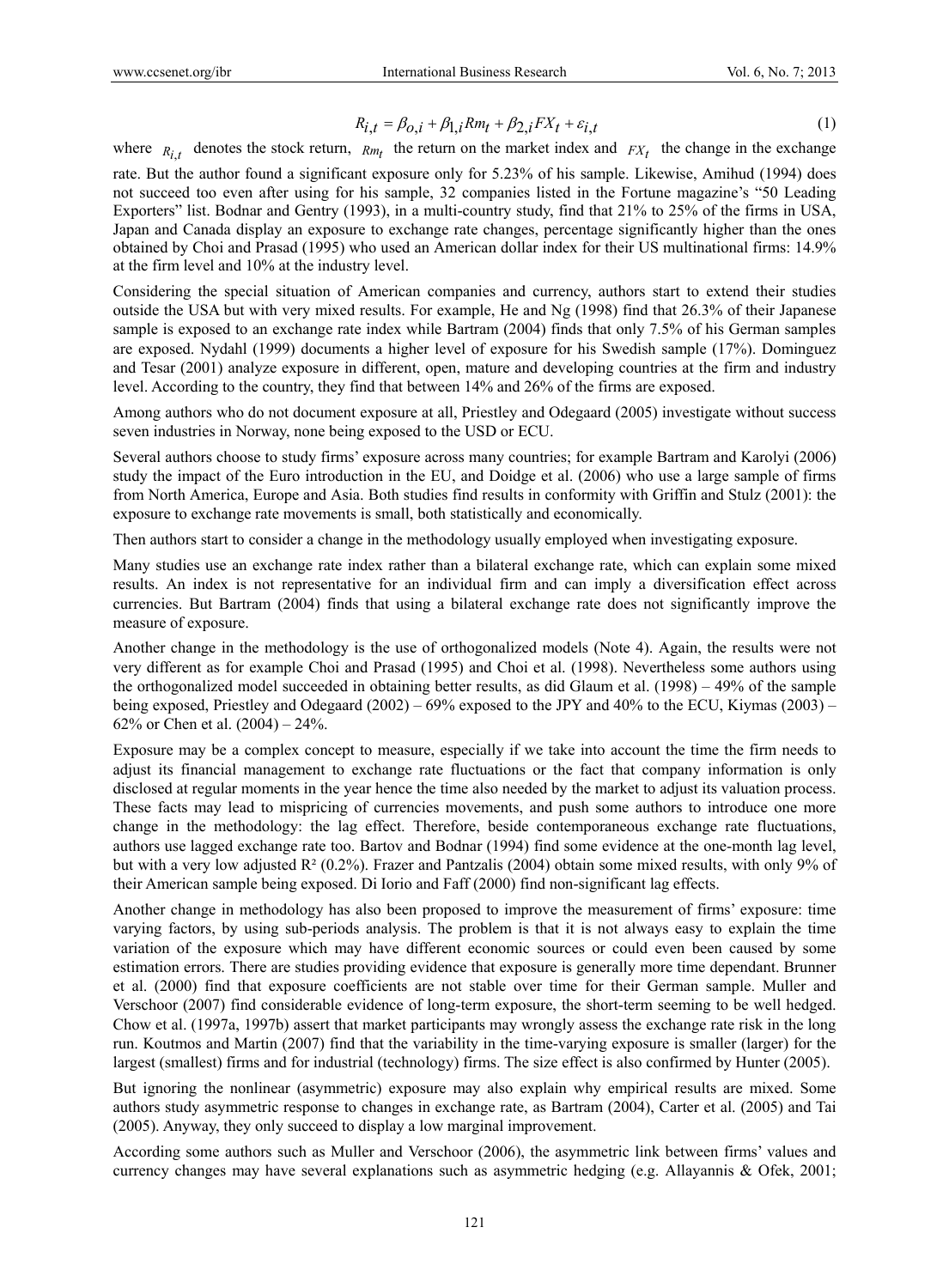$$R_{i,t} = \beta_{o,i} + \beta_{1,i} Rm_t + \beta_{2,i} FX_t + \varepsilon_{i,t} \tag{1}$$

where $R_{i,t}$ denotes the stock return, $Rm_t$ the return on the market index and $FX_t$ the change in the exchange rate. But the author found a significant exposure only for 5.23% of his sample. Likewise, Amihud (1994) does not succeed too even after using for his sample, 32 companies listed in the Fortune magazine's "50 Leading Exporters" list. Bodnar and Gentry (1993), in a multi-country study, find that 21% to 25% of the firms in USA, Japan and Canada display an exposure to exchange rate changes, percentage significantly higher than the ones obtained by Choi and Prasad (1995) who used an American dollar index for their US multinational firms: 14.9% at the firm level and 10% at the industry level.

Considering the special situation of American companies and currency, authors start to extend their studies outside the USA but with very mixed results. For example, He and Ng (1998) find that 26.3% of their Japanese sample is exposed to an exchange rate index while Bartram (2004) finds that only 7.5% of his German samples are exposed. Nydahl (1999) documents a higher level of exposure for his Swedish sample (17%). Dominguez and Tesar (2001) analyze exposure in different, open, mature and developing countries at the firm and industry level. According to the country, they find that between 14% and 26% of the firms are exposed.

Among authors who do not document exposure at all, Priestley and Odegaard (2005) investigate without success seven industries in Norway, none being exposed to the USD or ECU.

Several authors choose to study firms' exposure across many countries; for example Bartram and Karolyi (2006) study the impact of the Euro introduction in the EU, and Doidge et al. (2006) who use a large sample of firms from North America, Europe and Asia. Both studies find results in conformity with Griffin and Stulz (2001): the exposure to exchange rate movements is small, both statistically and economically.

Then authors start to consider a change in the methodology usually employed when investigating exposure.

Many studies use an exchange rate index rather than a bilateral exchange rate, which can explain some mixed results. An index is not representative for an individual firm and can imply a diversification effect across currencies. But Bartram (2004) finds that using a bilateral exchange rate does not significantly improve the measure of exposure.

Another change in the methodology is the use of orthogonalized models (Note 4). Again, the results were not very different as for example Choi and Prasad (1995) and Choi et al. (1998). Nevertheless some authors using the orthogonalized model succeeded in obtaining better results, as did Glaum et al. (1998) – 49% of the sample being exposed, Priestley and Odegaard (2002) – 69% exposed to the JPY and 40% to the ECU, Kiymas (2003) – 62% or Chen et al. (2004) – 24%.

Exposure may be a complex concept to measure, especially if we take into account the time the firm needs to adjust its financial management to exchange rate fluctuations or the fact that company information is only disclosed at regular moments in the year hence the time also needed by the market to adjust its valuation process. These facts may lead to mispricing of currencies movements, and push some authors to introduce one more change in the methodology: the lag effect. Therefore, beside contemporaneous exchange rate fluctuations, authors use lagged exchange rate too. Bartov and Bodnar (1994) find some evidence at the one-month lag level, but with a very low adjusted $R^2$ (0.2%). Frazer and Pantzalis (2004) obtain some mixed results, with only 9% of their American sample being exposed. Di Iorio and Faff (2000) find non-significant lag effects.

Another change in methodology has also been proposed to improve the measurement of firms' exposure: time varying factors, by using sub-periods analysis. The problem is that it is not always easy to explain the time variation of the exposure which may have different economic sources or could even been caused by some estimation errors. There are studies providing evidence that exposure is generally more time dependant. Brunner et al. (2000) find that exposure coefficients are not stable over time for their German sample. Muller and Verschoor (2007) find considerable evidence of long-term exposure, the short-term seeming to be well hedged. Chow et al. (1997a, 1997b) assert that market participants may wrongly assess the exchange rate risk in the long run. Koutmos and Martin (2007) find that the variability in the time-varying exposure is smaller (larger) for the largest (smallest) firms and for industrial (technology) firms. The size effect is also confirmed by Hunter (2005).

But ignoring the nonlinear (asymmetric) exposure may also explain why empirical results are mixed. Some authors study asymmetric response to changes in exchange rate, as Bartram (2004), Carter et al. (2005) and Tai (2005). Anyway, they only succeed to display a low marginal improvement.

According some authors such as Muller and Verschoor (2006), the asymmetric link between firms' values and currency changes may have several explanations such as asymmetric hedging (e.g. Allayannis & Ofek, 2001;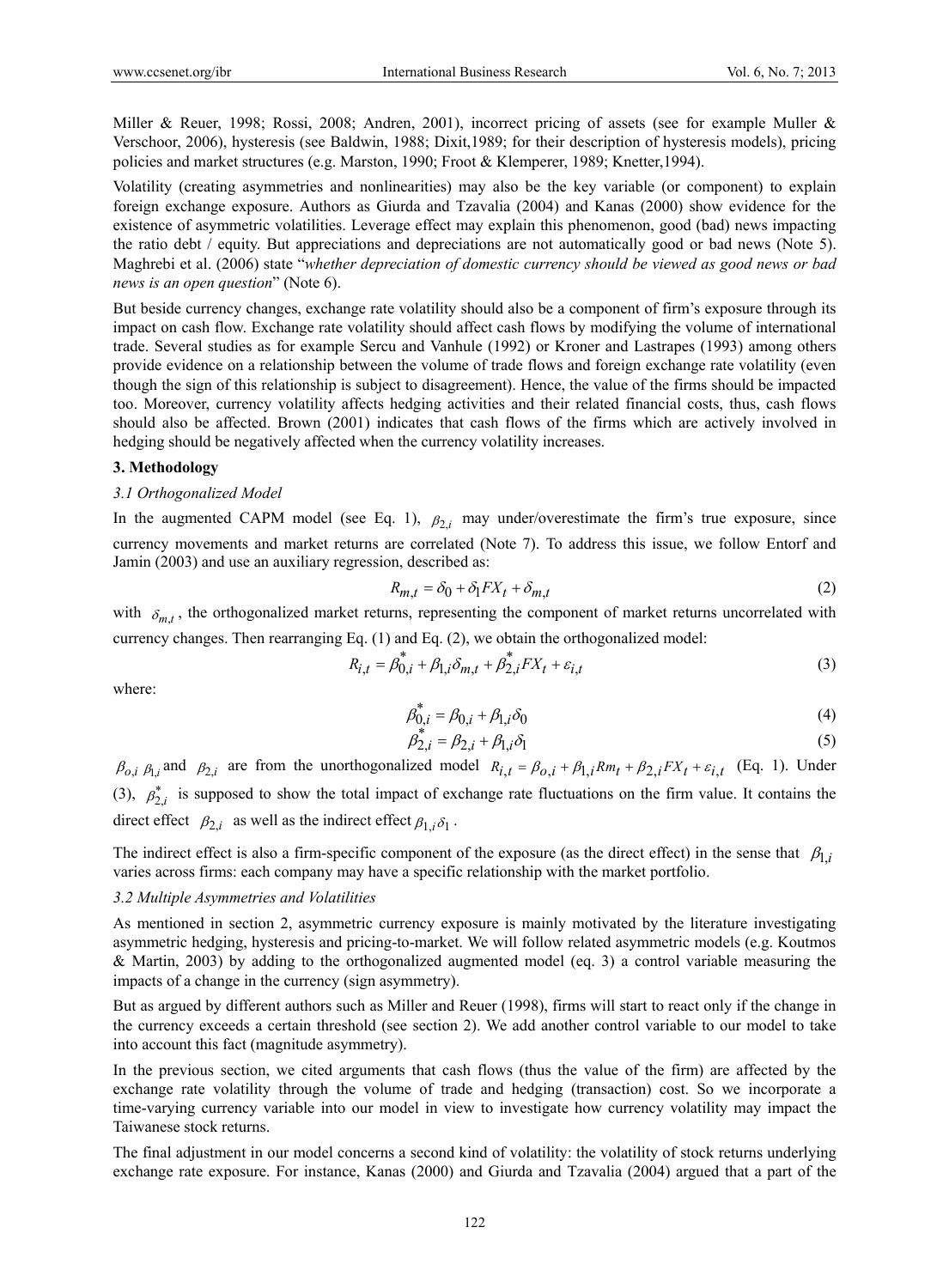Miller & Reuer, 1998; Rossi, 2008; Andren, 2001), incorrect pricing of assets (see for example Muller & Verschoor, 2006), hysteresis (see Baldwin, 1988; Dixit,1989; for their description of hysteresis models), pricing policies and market structures (e.g. Marston, 1990; Froot & Klemperer, 1989; Knetter,1994).

Volatility (creating asymmetries and nonlinearities) may also be the key variable (or component) to explain foreign exchange exposure. Authors as Giurda and Tzavalia (2004) and Kanas (2000) show evidence for the existence of asymmetric volatilities. Leverage effect may explain this phenomenon, good (bad) news impacting the ratio debt / equity. But appreciations and depreciations are not automatically good or bad news (Note 5). Maghrebi et al. (2006) state "*whether depreciation of domestic currency should be viewed as good news or bad news is an open question*" (Note 6).

But beside currency changes, exchange rate volatility should also be a component of firm's exposure through its impact on cash flow. Exchange rate volatility should affect cash flows by modifying the volume of international trade. Several studies as for example Sercu and Vanhule (1992) or Kroner and Lastrapes (1993) among others provide evidence on a relationship between the volume of trade flows and foreign exchange rate volatility (even though the sign of this relationship is subject to disagreement). Hence, the value of the firms should be impacted too. Moreover, currency volatility affects hedging activities and their related financial costs, thus, cash flows should also be affected. Brown (2001) indicates that cash flows of the firms which are actively involved in hedging should be negatively affected when the currency volatility increases.

## 3. Methodology

### *3.1 Orthogonalized Model*

In the augmented CAPM model (see Eq. 1), $\beta_{2,i}$ may under/overestimate the firm's true exposure, since currency movements and market returns are correlated (Note 7). To address this issue, we follow Entorf and Jamin (2003) and use an auxiliary regression, described as:

$$R_{m,t} = \delta_0 + \delta_1 FX_t + \delta_{m,t} \tag{2}$$

with $\delta_{m,t}$, the orthogonalized market returns, representing the component of market returns uncorrelated with currency changes. Then rearranging Eq. (1) and Eq. (2), we obtain the orthogonalized model:

$$R_{i,t} = \beta_{0,i}^* + \beta_{1,i}\delta_{m,t} + \beta_{2,i}^* FX_t + \varepsilon_{i,t} \tag{3}$$

where:

$$\beta_{0,i}^* = \beta_{0,i} + \beta_{1,i}\delta_0 \tag{4}$$

$$\beta_{2,i}^* = \beta_{2,i} + \beta_{1,i}\delta_1 \tag{5}$$

$\beta_{o,i}$ $\beta_{1,i}$ and $\beta_{2,i}$ are from the unorthogonalized model $R_{i,t} = \beta_{o,i} + \beta_{1,i} Rm_t + \beta_{2,i} FX_t + \varepsilon_{i,t}$ (Eq. 1). Under (3), $\beta_{2,i}^*$ is supposed to show the total impact of exchange rate fluctuations on the firm value. It contains the direct effect $\beta_{2,i}$ as well as the indirect effect $\beta_{1,i}\delta_1$.

The indirect effect is also a firm-specific component of the exposure (as the direct effect) in the sense that $\beta_{1,i}$ varies across firms: each company may have a specific relationship with the market portfolio.

### *3.2 Multiple Asymmetries and Volatilities*

As mentioned in section 2, asymmetric currency exposure is mainly motivated by the literature investigating asymmetric hedging, hysteresis and pricing-to-market. We will follow related asymmetric models (e.g. Koutmos & Martin, 2003) by adding to the orthogonalized augmented model (eq. 3) a control variable measuring the impacts of a change in the currency (sign asymmetry).

But as argued by different authors such as Miller and Reuer (1998), firms will start to react only if the change in the currency exceeds a certain threshold (see section 2). We add another control variable to our model to take into account this fact (magnitude asymmetry).

In the previous section, we cited arguments that cash flows (thus the value of the firm) are affected by the exchange rate volatility through the volume of trade and hedging (transaction) cost. So we incorporate a time-varying currency variable into our model in view to investigate how currency volatility may impact the Taiwanese stock returns.

The final adjustment in our model concerns a second kind of volatility: the volatility of stock returns underlying exchange rate exposure. For instance, Kanas (2000) and Giurda and Tzavalia (2004) argued that a part of the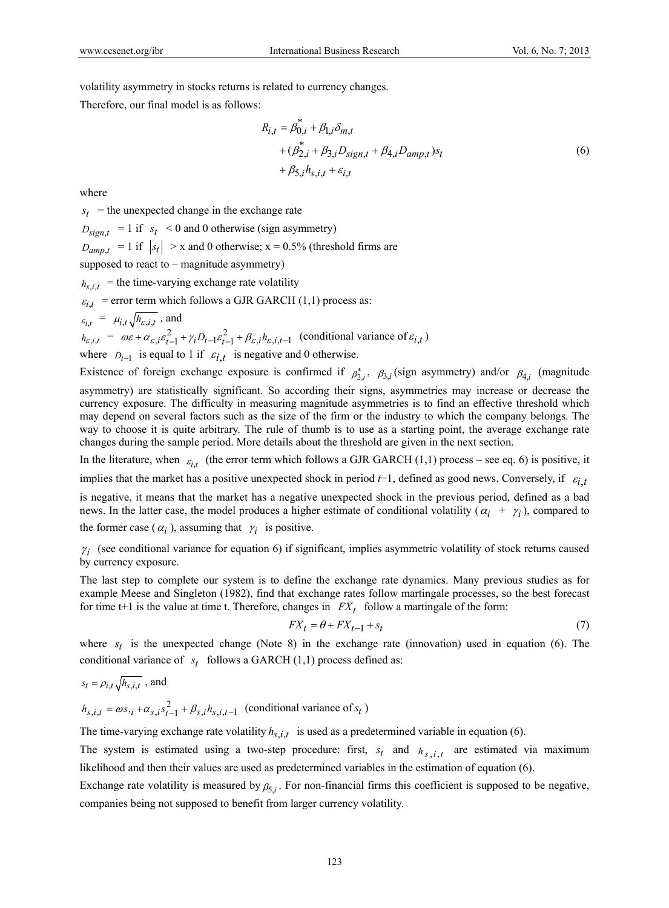volatility asymmetry in stocks returns is related to currency changes.

Therefore, our final model is as follows:

$$
\begin{aligned}
R_{i,t} &= \beta_{0,i}^{*} + \beta_{1,i}\delta_{m,t} \\
&\quad + (\beta_{2,i}^{*} + \beta_{3,i}D_{sign,t} + \beta_{4,i}D_{amp,t})s_t \\
&\quad + \beta_{5,i}h_{s,i,t} + \varepsilon_{i,t}
\end{aligned} \tag{6}
$$

where

$s_t$ = the unexpected change in the exchange rate

$D_{sign,t}$ = 1 if $s_t$ < 0 and 0 otherwise (sign asymmetry)

$D_{amp,t}$ = 1 if $|s_t|$ > x and 0 otherwise; x = 0.5% (threshold firms are supposed to react to – magnitude asymmetry)

$h_{s,i,t}$ = the time-varying exchange rate volatility

$\varepsilon_{i,t}$ = error term which follows a GJR GARCH (1,1) process as:

$\varepsilon_{i,t} = \mu_{i,t}\sqrt{h_{\varepsilon,i,t}}$ , and

$h_{\varepsilon,i,t} = \omega\varepsilon + \alpha_{\varepsilon,i}\varepsilon_{t-1}^2 + \gamma_i D_{t-1}\varepsilon_{t-1}^2 + \beta_{\varepsilon,i}h_{\varepsilon,i,t-1}$ (conditional variance of $\varepsilon_{i,t}$ )

where $D_{t-1}$ is equal to 1 if $\varepsilon_{i,t}$ is negative and 0 otherwise.

Existence of foreign exchange exposure is confirmed if $\beta_{2,i}^{*}$, $\beta_{3,i}$ (sign asymmetry) and/or $\beta_{4,i}$ (magnitude asymmetry) are statistically significant. So according their signs, asymmetries may increase or decrease the currency exposure. The difficulty in measuring magnitude asymmetries is to find an effective threshold which may depend on several factors such as the size of the firm or the industry to which the company belongs. The way to choose it is quite arbitrary. The rule of thumb is to use as a starting point, the average exchange rate changes during the sample period. More details about the threshold are given in the next section.

In the literature, when $\varepsilon_{i,t}$ (the error term which follows a GJR GARCH (1,1) process – see eq. 6) is positive, it implies that the market has a positive unexpected shock in period $t$−1, defined as good news. Conversely, if $\varepsilon_{i,t}$ is negative, it means that the market has a negative unexpected shock in the previous period, defined as a bad news. In the latter case, the model produces a higher estimate of conditional volatility ( $\alpha_i$ + $\gamma_i$ ), compared to the former case ( $\alpha_i$ ), assuming that $\gamma_i$ is positive.

$\gamma_i$ (see conditional variance for equation 6) if significant, implies asymmetric volatility of stock returns caused by currency exposure.

The last step to complete our system is to define the exchange rate dynamics. Many previous studies as for example Meese and Singleton (1982), find that exchange rates follow martingale processes, so the best forecast for time t+1 is the value at time t. Therefore, changes in $FX_t$ follow a martingale of the form:

$$FX_t = \theta + FX_{t-1} + s_t \tag{7}$$

where $s_t$ is the unexpected change (Note 8) in the exchange rate (innovation) used in equation (6). The conditional variance of $s_t$ follows a GARCH (1,1) process defined as:

$s_t = \rho_{i,t}\sqrt{h_{s,i,t}}$ , and

$h_{s,i,t} = \omega s_{,i} + \alpha_{s,i}s_{t-1}^2 + \beta_{s,i}h_{s,i,t-1}$ (conditional variance of $s_t$ )

The time-varying exchange rate volatility $h_{s,i,t}$ is used as a predetermined variable in equation (6).

The system is estimated using a two-step procedure: first, $s_t$ and $h_{s,i,t}$ are estimated via maximum likelihood and then their values are used as predetermined variables in the estimation of equation (6).

Exchange rate volatility is measured by $\beta_{5,i}$. For non-financial firms this coefficient is supposed to be negative, companies being not supposed to benefit from larger currency volatility.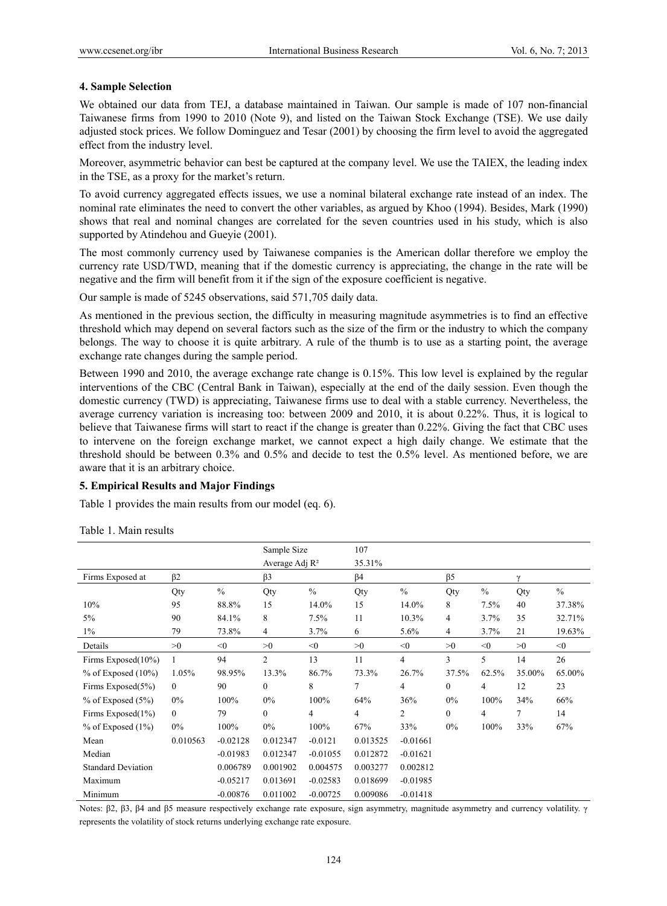### 4. Sample Selection

We obtained our data from TEJ, a database maintained in Taiwan. Our sample is made of 107 non-financial Taiwanese firms from 1990 to 2010 (Note 9), and listed on the Taiwan Stock Exchange (TSE). We use daily adjusted stock prices. We follow Dominguez and Tesar (2001) by choosing the firm level to avoid the aggregated effect from the industry level.

Moreover, asymmetric behavior can best be captured at the company level. We use the TAIEX, the leading index in the TSE, as a proxy for the market's return.

To avoid currency aggregated effects issues, we use a nominal bilateral exchange rate instead of an index. The nominal rate eliminates the need to convert the other variables, as argued by Khoo (1994). Besides, Mark (1990) shows that real and nominal changes are correlated for the seven countries used in his study, which is also supported by Atindehou and Gueyie (2001).

The most commonly currency used by Taiwanese companies is the American dollar therefore we employ the currency rate USD/TWD, meaning that if the domestic currency is appreciating, the change in the rate will be negative and the firm will benefit from it if the sign of the exposure coefficient is negative.

Our sample is made of 5245 observations, said 571,705 daily data.

As mentioned in the previous section, the difficulty in measuring magnitude asymmetries is to find an effective threshold which may depend on several factors such as the size of the firm or the industry to which the company belongs. The way to choose it is quite arbitrary. A rule of the thumb is to use as a starting point, the average exchange rate changes during the sample period.

Between 1990 and 2010, the average exchange rate change is 0.15%. This low level is explained by the regular interventions of the CBC (Central Bank in Taiwan), especially at the end of the daily session. Even though the domestic currency (TWD) is appreciating, Taiwanese firms use to deal with a stable currency. Nevertheless, the average currency variation is increasing too: between 2009 and 2010, it is about 0.22%. Thus, it is logical to believe that Taiwanese firms will start to react if the change is greater than 0.22%. Giving the fact that CBC uses to intervene on the foreign exchange market, we cannot expect a high daily change. We estimate that the threshold should be between 0.3% and 0.5% and decide to test the 0.5% level. As mentioned before, we are aware that it is an arbitrary choice.

### 5. Empirical Results and Major Findings

Table 1 provides the main results from our model (eq. 6).

Table 1. Main results

| | | | Sample Size | | 107 | | | | | |
|---|---|---|---|---|---|---|---|---|---|---|
| | | | Average Adj $R^2$ | | 35.31% | | | | | |
| Firms Exposed at | $\beta 2$ | | $\beta 3$ | | $\beta 4$ | | $\beta 5$ | | $\gamma$ | |
| | Qty | % | Qty | % | Qty | % | Qty | % | Qty | % |
| 10% | 95 | 88.8% | 15 | 14.0% | 15 | 14.0% | 8 | 7.5% | 40 | 37.38% |
| 5% | 90 | 84.1% | 8 | 7.5% | 11 | 10.3% | 4 | 3.7% | 35 | 32.71% |
| 1% | 79 | 73.8% | 4 | 3.7% | 6 | 5.6% | 4 | 3.7% | 21 | 19.63% |
| Details | >0 | <0 | >0 | <0 | >0 | <0 | >0 | <0 | >0 | <0 |
| Firms Exposed(10%) | 1 | 94 | 2 | 13 | 11 | 4 | 3 | 5 | 14 | 26 |
| % of Exposed (10%) | 1.05% | 98.95% | 13.3% | 86.7% | 73.3% | 26.7% | 37.5% | 62.5% | 35.00% | 65.00% |
| Firms Exposed(5%) | 0 | 90 | 0 | 8 | 7 | 4 | 0 | 4 | 12 | 23 |
| % of Exposed (5%) | 0% | 100% | 0% | 100% | 64% | 36% | 0% | 100% | 34% | 66% |
| Firms Exposed(1%) | 0 | 79 | 0 | 4 | 4 | 2 | 0 | 4 | 7 | 14 |
| % of Exposed (1%) | 0% | 100% | 0% | 100% | 67% | 33% | 0% | 100% | 33% | 67% |
| Mean | 0.010563 | -0.02128 | 0.012347 | -0.0121 | 0.013525 | -0.01661 | | | | |
| Median | | -0.01983 | 0.012347 | -0.01055 | 0.012872 | -0.01621 | | | | |
| Standard Deviation | | 0.006789 | 0.001902 | 0.004575 | 0.003277 | 0.002812 | | | | |
| Maximum | | -0.05217 | 0.013691 | -0.02583 | 0.018699 | -0.01985 | | | | |
| Minimum | | -0.00876 | 0.011002 | -0.00725 | 0.009086 | -0.01418 | | | | |

Notes: $\beta 2$, $\beta 3$, $\beta 4$ and $\beta 5$ measure respectively exchange rate exposure, sign asymmetry, magnitude asymmetry and currency volatility. $\gamma$ represents the volatility of stock returns underlying exchange rate exposure.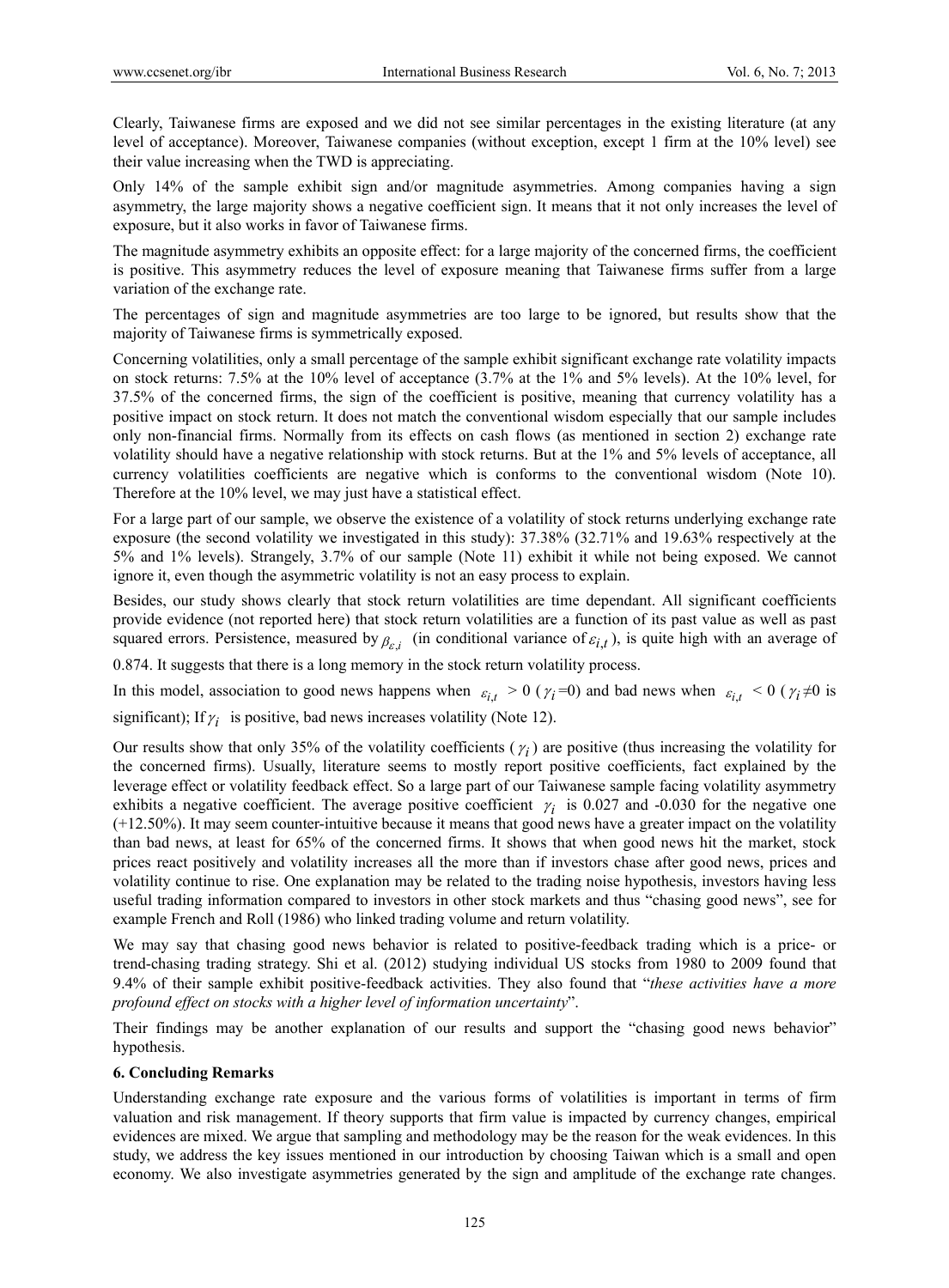Clearly, Taiwanese firms are exposed and we did not see similar percentages in the existing literature (at any level of acceptance). Moreover, Taiwanese companies (without exception, except 1 firm at the 10% level) see their value increasing when the TWD is appreciating.

Only 14% of the sample exhibit sign and/or magnitude asymmetries. Among companies having a sign asymmetry, the large majority shows a negative coefficient sign. It means that it not only increases the level of exposure, but it also works in favor of Taiwanese firms.

The magnitude asymmetry exhibits an opposite effect: for a large majority of the concerned firms, the coefficient is positive. This asymmetry reduces the level of exposure meaning that Taiwanese firms suffer from a large variation of the exchange rate.

The percentages of sign and magnitude asymmetries are too large to be ignored, but results show that the majority of Taiwanese firms is symmetrically exposed.

Concerning volatilities, only a small percentage of the sample exhibit significant exchange rate volatility impacts on stock returns: 7.5% at the 10% level of acceptance (3.7% at the 1% and 5% levels). At the 10% level, for 37.5% of the concerned firms, the sign of the coefficient is positive, meaning that currency volatility has a positive impact on stock return. It does not match the conventional wisdom especially that our sample includes only non-financial firms. Normally from its effects on cash flows (as mentioned in section 2) exchange rate volatility should have a negative relationship with stock returns. But at the 1% and 5% levels of acceptance, all currency volatilities coefficients are negative which is conforms to the conventional wisdom (Note 10). Therefore at the 10% level, we may just have a statistical effect.

For a large part of our sample, we observe the existence of a volatility of stock returns underlying exchange rate exposure (the second volatility we investigated in this study): 37.38% (32.71% and 19.63% respectively at the 5% and 1% levels). Strangely, 3.7% of our sample (Note 11) exhibit it while not being exposed. We cannot ignore it, even though the asymmetric volatility is not an easy process to explain.

Besides, our study shows clearly that stock return volatilities are time dependant. All significant coefficients provide evidence (not reported here) that stock return volatilities are a function of its past value as well as past squared errors. Persistence, measured by $\beta_{\varepsilon,i}$ (in conditional variance of $\varepsilon_{i,t}$), is quite high with an average of 0.874. It suggests that there is a long memory in the stock return volatility process.

In this model, association to good news happens when $\varepsilon_{i,t} > 0$ ($\gamma_i = 0$) and bad news when $\varepsilon_{i,t} < 0$ ($\gamma_i \neq 0$ is significant); If $\gamma_i$ is positive, bad news increases volatility (Note 12).

Our results show that only 35% of the volatility coefficients ($\gamma_i$) are positive (thus increasing the volatility for the concerned firms). Usually, literature seems to mostly report positive coefficients, fact explained by the leverage effect or volatility feedback effect. So a large part of our Taiwanese sample facing volatility asymmetry exhibits a negative coefficient. The average positive coefficient $\gamma_i$ is 0.027 and -0.030 for the negative one (+12.50%). It may seem counter-intuitive because it means that good news have a greater impact on the volatility than bad news, at least for 65% of the concerned firms. It shows that when good news hit the market, stock prices react positively and volatility increases all the more than if investors chase after good news, prices and volatility continue to rise. One explanation may be related to the trading noise hypothesis, investors having less useful trading information compared to investors in other stock markets and thus "chasing good news", see for example French and Roll (1986) who linked trading volume and return volatility.

We may say that chasing good news behavior is related to positive-feedback trading which is a price- or trend-chasing trading strategy. Shi et al. (2012) studying individual US stocks from 1980 to 2009 found that 9.4% of their sample exhibit positive-feedback activities. They also found that "*these activities have a more profound effect on stocks with a higher level of information uncertainty*".

Their findings may be another explanation of our results and support the "chasing good news behavior" hypothesis.

## 6. Concluding Remarks

Understanding exchange rate exposure and the various forms of volatilities is important in terms of firm valuation and risk management. If theory supports that firm value is impacted by currency changes, empirical evidences are mixed. We argue that sampling and methodology may be the reason for the weak evidences. In this study, we address the key issues mentioned in our introduction by choosing Taiwan which is a small and open economy. We also investigate asymmetries generated by the sign and amplitude of the exchange rate changes.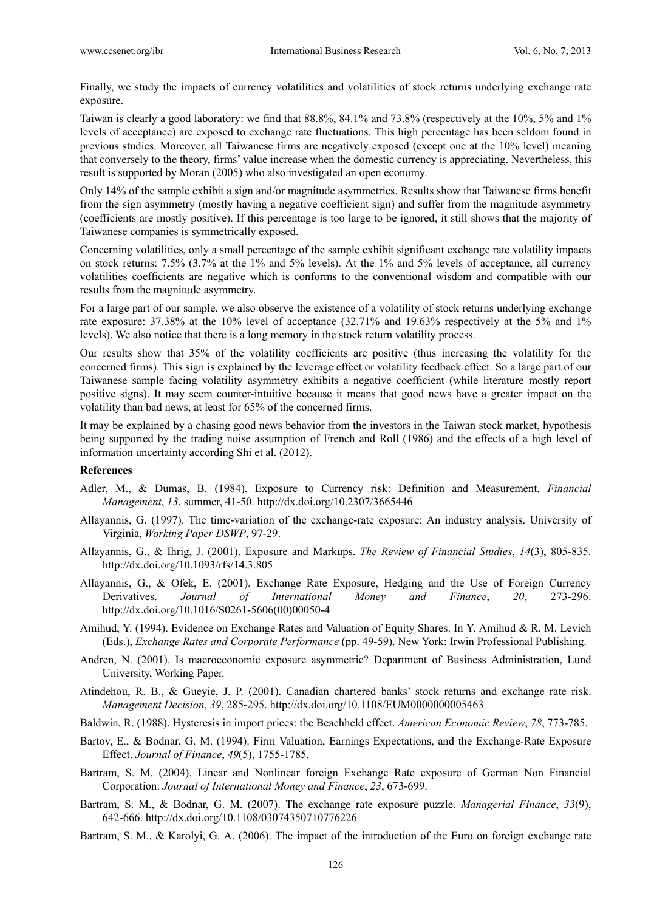Finally, we study the impacts of currency volatilities and volatilities of stock returns underlying exchange rate exposure.

Taiwan is clearly a good laboratory: we find that 88.8%, 84.1% and 73.8% (respectively at the 10%, 5% and 1% levels of acceptance) are exposed to exchange rate fluctuations. This high percentage has been seldom found in previous studies. Moreover, all Taiwanese firms are negatively exposed (except one at the 10% level) meaning that conversely to the theory, firms' value increase when the domestic currency is appreciating. Nevertheless, this result is supported by Moran (2005) who also investigated an open economy.

Only 14% of the sample exhibit a sign and/or magnitude asymmetries. Results show that Taiwanese firms benefit from the sign asymmetry (mostly having a negative coefficient sign) and suffer from the magnitude asymmetry (coefficients are mostly positive). If this percentage is too large to be ignored, it still shows that the majority of Taiwanese companies is symmetrically exposed.

Concerning volatilities, only a small percentage of the sample exhibit significant exchange rate volatility impacts on stock returns: 7.5% (3.7% at the 1% and 5% levels). At the 1% and 5% levels of acceptance, all currency volatilities coefficients are negative which is conforms to the conventional wisdom and compatible with our results from the magnitude asymmetry.

For a large part of our sample, we also observe the existence of a volatility of stock returns underlying exchange rate exposure: 37.38% at the 10% level of acceptance (32.71% and 19.63% respectively at the 5% and 1% levels). We also notice that there is a long memory in the stock return volatility process.

Our results show that 35% of the volatility coefficients are positive (thus increasing the volatility for the concerned firms). This sign is explained by the leverage effect or volatility feedback effect. So a large part of our Taiwanese sample facing volatility asymmetry exhibits a negative coefficient (while literature mostly report positive signs). It may seem counter-intuitive because it means that good news have a greater impact on the volatility than bad news, at least for 65% of the concerned firms.

It may be explained by a chasing good news behavior from the investors in the Taiwan stock market, hypothesis being supported by the trading noise assumption of French and Roll (1986) and the effects of a high level of information uncertainty according Shi et al. (2012).

**References**

Adler, M., & Dumas, B. (1984). Exposure to Currency risk: Definition and Measurement. *Financial Management*, *13*, summer, 41-50. http://dx.doi.org/10.2307/3665446

Allayannis, G. (1997). The time-variation of the exchange-rate exposure: An industry analysis. University of Virginia, *Working Paper DSWP*, 97-29.

Allayannis, G., & Ihrig, J. (2001). Exposure and Markups. *The Review of Financial Studies*, *14*(3), 805-835. http://dx.doi.org/10.1093/rfs/14.3.805

Allayannis, G., & Ofek, E. (2001). Exchange Rate Exposure, Hedging and the Use of Foreign Currency Derivatives. *Journal of International Money and Finance*, *20*, 273-296. http://dx.doi.org/10.1016/S0261-5606(00)00050-4

Amihud, Y. (1994). Evidence on Exchange Rates and Valuation of Equity Shares. In Y. Amihud & R. M. Levich (Eds.), *Exchange Rates and Corporate Performance* (pp. 49-59). New York: Irwin Professional Publishing.

Andren, N. (2001). Is macroeconomic exposure asymmetric? Department of Business Administration, Lund University, Working Paper.

Atindehou, R. B., & Gueyie, J. P. (2001). Canadian chartered banks' stock returns and exchange rate risk. *Management Decision*, *39*, 285-295. http://dx.doi.org/10.1108/EUM0000000005463

Baldwin, R. (1988). Hysteresis in import prices: the Beachheld effect. *American Economic Review*, *78*, 773-785.

Bartov, E., & Bodnar, G. M. (1994). Firm Valuation, Earnings Expectations, and the Exchange-Rate Exposure Effect. *Journal of Finance*, *49*(5), 1755-1785.

Bartram, S. M. (2004). Linear and Nonlinear foreign Exchange Rate exposure of German Non Financial Corporation. *Journal of International Money and Finance*, *23*, 673-699.

Bartram, S. M., & Bodnar, G. M. (2007). The exchange rate exposure puzzle. *Managerial Finance*, *33*(9), 642-666. http://dx.doi.org/10.1108/03074350710776226

Bartram, S. M., & Karolyi, G. A. (2006). The impact of the introduction of the Euro on foreign exchange rate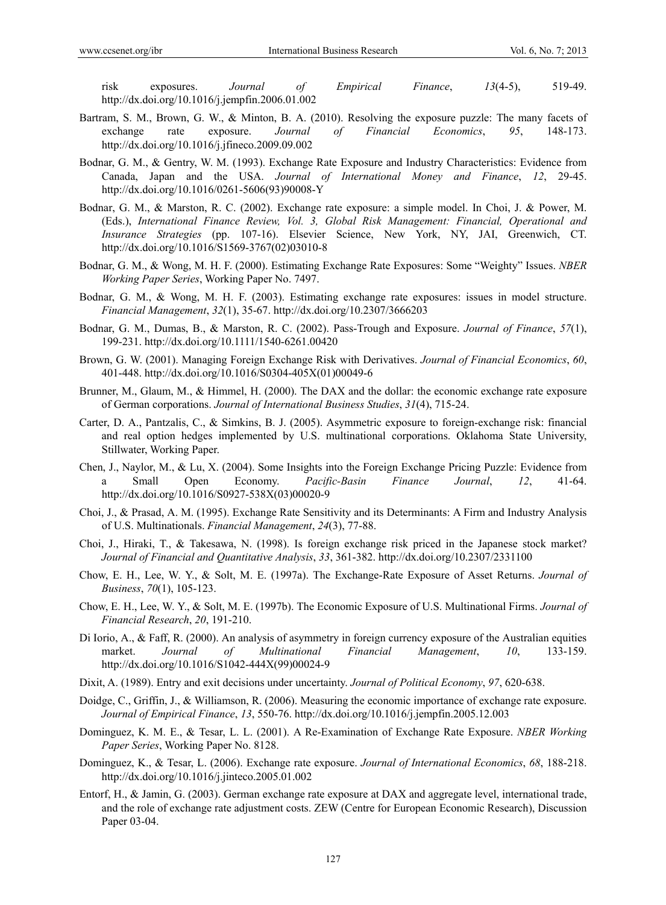risk exposures. *Journal of Empirical Finance*, *13*(4-5), 519-49. http://dx.doi.org/10.1016/j.jempfin.2006.01.002

Bartram, S. M., Brown, G. W., & Minton, B. A. (2010). Resolving the exposure puzzle: The many facets of exchange rate exposure. *Journal of Financial Economics*, *95*, 148-173. http://dx.doi.org/10.1016/j.jfineco.2009.09.002

Bodnar, G. M., & Gentry, W. M. (1993). Exchange Rate Exposure and Industry Characteristics: Evidence from Canada, Japan and the USA. *Journal of International Money and Finance*, *12*, 29-45. http://dx.doi.org/10.1016/0261-5606(93)90008-Y

Bodnar, G. M., & Marston, R. C. (2002). Exchange rate exposure: a simple model. In Choi, J. & Power, M. (Eds.), *International Finance Review, Vol. 3, Global Risk Management: Financial, Operational and Insurance Strategies* (pp. 107-16). Elsevier Science, New York, NY, JAI, Greenwich, CT. http://dx.doi.org/10.1016/S1569-3767(02)03010-8

Bodnar, G. M., & Wong, M. H. F. (2000). Estimating Exchange Rate Exposures: Some "Weighty" Issues. *NBER Working Paper Series*, Working Paper No. 7497.

Bodnar, G. M., & Wong, M. H. F. (2003). Estimating exchange rate exposures: issues in model structure. *Financial Management*, *32*(1), 35-67. http://dx.doi.org/10.2307/3666203

Bodnar, G. M., Dumas, B., & Marston, R. C. (2002). Pass-Trough and Exposure. *Journal of Finance*, *57*(1), 199-231. http://dx.doi.org/10.1111/1540-6261.00420

Brown, G. W. (2001). Managing Foreign Exchange Risk with Derivatives. *Journal of Financial Economics*, *60*, 401-448. http://dx.doi.org/10.1016/S0304-405X(01)00049-6

Brunner, M., Glaum, M., & Himmel, H. (2000). The DAX and the dollar: the economic exchange rate exposure of German corporations. *Journal of International Business Studies*, *31*(4), 715-24.

Carter, D. A., Pantzalis, C., & Simkins, B. J. (2005). Asymmetric exposure to foreign-exchange risk: financial and real option hedges implemented by U.S. multinational corporations. Oklahoma State University, Stillwater, Working Paper.

Chen, J., Naylor, M., & Lu, X. (2004). Some Insights into the Foreign Exchange Pricing Puzzle: Evidence from a Small Open Economy. *Pacific-Basin Finance Journal*, *12*, 41-64. http://dx.doi.org/10.1016/S0927-538X(03)00020-9

Choi, J., & Prasad, A. M. (1995). Exchange Rate Sensitivity and its Determinants: A Firm and Industry Analysis of U.S. Multinationals. *Financial Management*, *24*(3), 77-88.

Choi, J., Hiraki, T., & Takesawa, N. (1998). Is foreign exchange risk priced in the Japanese stock market? *Journal of Financial and Quantitative Analysis*, *33*, 361-382. http://dx.doi.org/10.2307/2331100

Chow, E. H., Lee, W. Y., & Solt, M. E. (1997a). The Exchange-Rate Exposure of Asset Returns. *Journal of Business*, *70*(1), 105-123.

Chow, E. H., Lee, W. Y., & Solt, M. E. (1997b). The Economic Exposure of U.S. Multinational Firms. *Journal of Financial Research*, *20*, 191-210.

Di Iorio, A., & Faff, R. (2000). An analysis of asymmetry in foreign currency exposure of the Australian equities market. *Journal of Multinational Financial Management*, *10*, 133-159. http://dx.doi.org/10.1016/S1042-444X(99)00024-9

Dixit, A. (1989). Entry and exit decisions under uncertainty. *Journal of Political Economy*, *97*, 620-638.

Doidge, C., Griffin, J., & Williamson, R. (2006). Measuring the economic importance of exchange rate exposure. *Journal of Empirical Finance*, *13*, 550-76. http://dx.doi.org/10.1016/j.jempfin.2005.12.003

Dominguez, K. M. E., & Tesar, L. L. (2001). A Re-Examination of Exchange Rate Exposure. *NBER Working Paper Series*, Working Paper No. 8128.

Dominguez, K., & Tesar, L. (2006). Exchange rate exposure. *Journal of International Economics*, *68*, 188-218. http://dx.doi.org/10.1016/j.jinteco.2005.01.002

Entorf, H., & Jamin, G. (2003). German exchange rate exposure at DAX and aggregate level, international trade, and the role of exchange rate adjustment costs. ZEW (Centre for European Economic Research), Discussion Paper 03-04.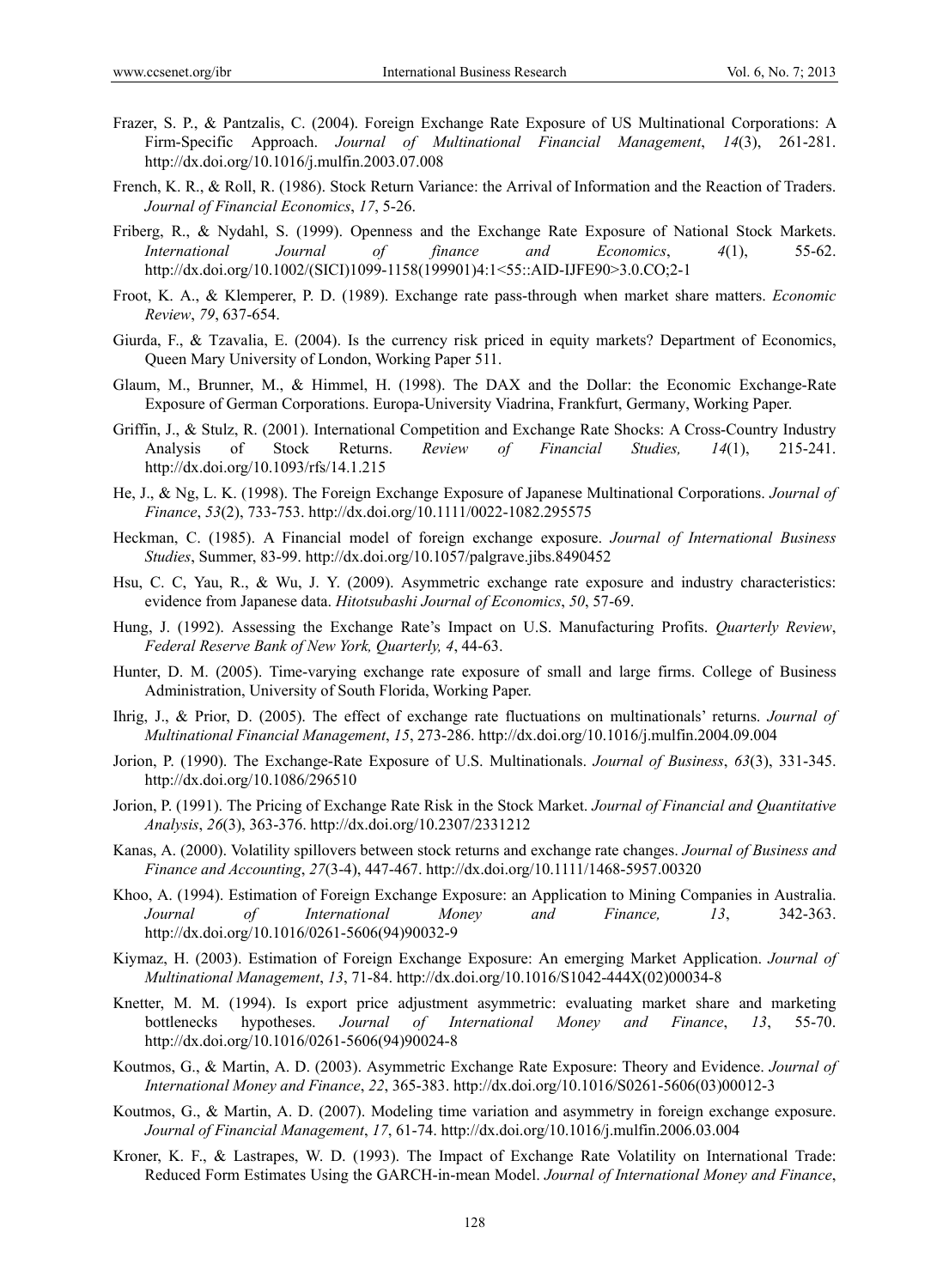Frazer, S. P., & Pantzalis, C. (2004). Foreign Exchange Rate Exposure of US Multinational Corporations: A Firm-Specific Approach. *Journal of Multinational Financial Management*, *14*(3), 261-281. http://dx.doi.org/10.1016/j.mulfin.2003.07.008

French, K. R., & Roll, R. (1986). Stock Return Variance: the Arrival of Information and the Reaction of Traders. *Journal of Financial Economics*, *17*, 5-26.

Friberg, R., & Nydahl, S. (1999). Openness and the Exchange Rate Exposure of National Stock Markets. *International Journal of finance and Economics*, *4*(1), 55-62. http://dx.doi.org/10.1002/(SICI)1099-1158(199901)4:1<55::AID-IJFE90>3.0.CO;2-1

Froot, K. A., & Klemperer, P. D. (1989). Exchange rate pass-through when market share matters. *Economic Review*, *79*, 637-654.

Giurda, F., & Tzavalia, E. (2004). Is the currency risk priced in equity markets? Department of Economics, Queen Mary University of London, Working Paper 511.

Glaum, M., Brunner, M., & Himmel, H. (1998). The DAX and the Dollar: the Economic Exchange-Rate Exposure of German Corporations. Europa-University Viadrina, Frankfurt, Germany, Working Paper.

Griffin, J., & Stulz, R. (2001). International Competition and Exchange Rate Shocks: A Cross-Country Industry Analysis of Stock Returns. *Review of Financial Studies, 14*(1), 215-241. http://dx.doi.org/10.1093/rfs/14.1.215

He, J., & Ng, L. K. (1998). The Foreign Exchange Exposure of Japanese Multinational Corporations. *Journal of Finance*, *53*(2), 733-753. http://dx.doi.org/10.1111/0022-1082.295575

Heckman, C. (1985). A Financial model of foreign exchange exposure. *Journal of International Business Studies*, Summer, 83-99. http://dx.doi.org/10.1057/palgrave.jibs.8490452

Hsu, C. C, Yau, R., & Wu, J. Y. (2009). Asymmetric exchange rate exposure and industry characteristics: evidence from Japanese data. *Hitotsubashi Journal of Economics*, *50*, 57-69.

Hung, J. (1992). Assessing the Exchange Rate's Impact on U.S. Manufacturing Profits. *Quarterly Review*, *Federal Reserve Bank of New York, Quarterly, 4*, 44-63.

Hunter, D. M. (2005). Time-varying exchange rate exposure of small and large firms. College of Business Administration, University of South Florida, Working Paper.

Ihrig, J., & Prior, D. (2005). The effect of exchange rate fluctuations on multinationals' returns. *Journal of Multinational Financial Management*, *15*, 273-286. http://dx.doi.org/10.1016/j.mulfin.2004.09.004

Jorion, P. (1990). The Exchange-Rate Exposure of U.S. Multinationals. *Journal of Business*, *63*(3), 331-345. http://dx.doi.org/10.1086/296510

Jorion, P. (1991). The Pricing of Exchange Rate Risk in the Stock Market. *Journal of Financial and Quantitative Analysis*, *26*(3), 363-376. http://dx.doi.org/10.2307/2331212

Kanas, A. (2000). Volatility spillovers between stock returns and exchange rate changes. *Journal of Business and Finance and Accounting*, *27*(3-4), 447-467. http://dx.doi.org/10.1111/1468-5957.00320

Khoo, A. (1994). Estimation of Foreign Exchange Exposure: an Application to Mining Companies in Australia. *Journal of International Money and Finance, 13*, 342-363. http://dx.doi.org/10.1016/0261-5606(94)90032-9

Kiymaz, H. (2003). Estimation of Foreign Exchange Exposure: An emerging Market Application. *Journal of Multinational Management*, *13*, 71-84. http://dx.doi.org/10.1016/S1042-444X(02)00034-8

Knetter, M. M. (1994). Is export price adjustment asymmetric: evaluating market share and marketing bottlenecks hypotheses. *Journal of International Money and Finance*, *13*, 55-70. http://dx.doi.org/10.1016/0261-5606(94)90024-8

Koutmos, G., & Martin, A. D. (2003). Asymmetric Exchange Rate Exposure: Theory and Evidence. *Journal of International Money and Finance*, *22*, 365-383. http://dx.doi.org/10.1016/S0261-5606(03)00012-3

Koutmos, G., & Martin, A. D. (2007). Modeling time variation and asymmetry in foreign exchange exposure. *Journal of Financial Management*, *17*, 61-74. http://dx.doi.org/10.1016/j.mulfin.2006.03.004

Kroner, K. F., & Lastrapes, W. D. (1993). The Impact of Exchange Rate Volatility on International Trade: Reduced Form Estimates Using the GARCH-in-mean Model. *Journal of International Money and Finance*,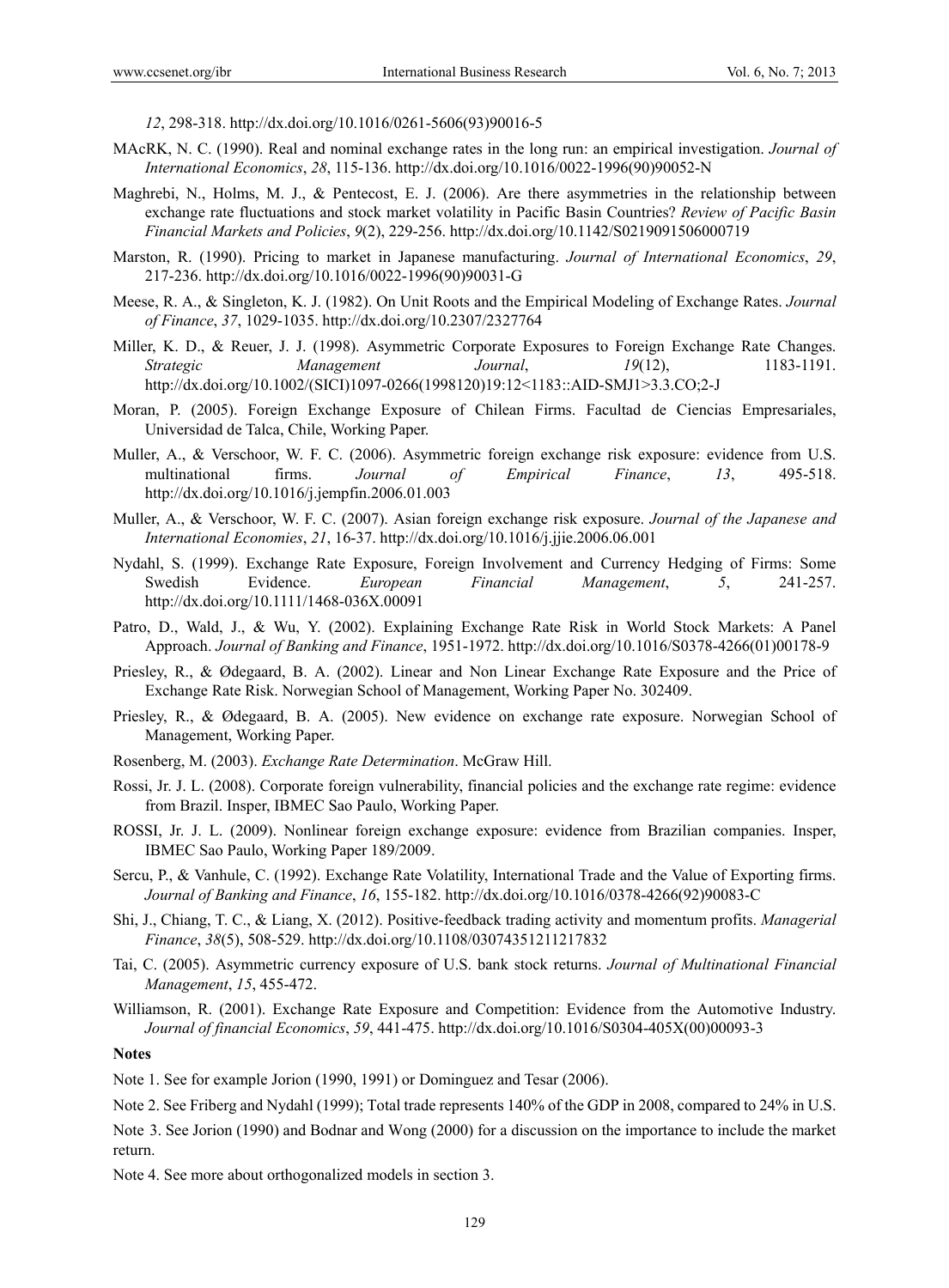*12*, 298-318. http://dx.doi.org/10.1016/0261-5606(93)90016-5

MAcRK, N. C. (1990). Real and nominal exchange rates in the long run: an empirical investigation. *Journal of International Economics*, *28*, 115-136. http://dx.doi.org/10.1016/0022-1996(90)90052-N

Maghrebi, N., Holms, M. J., & Pentecost, E. J. (2006). Are there asymmetries in the relationship between exchange rate fluctuations and stock market volatility in Pacific Basin Countries? *Review of Pacific Basin Financial Markets and Policies*, *9*(2), 229-256. http://dx.doi.org/10.1142/S0219091506000719

Marston, R. (1990). Pricing to market in Japanese manufacturing. *Journal of International Economics*, *29*, 217-236. http://dx.doi.org/10.1016/0022-1996(90)90031-G

Meese, R. A., & Singleton, K. J. (1982). On Unit Roots and the Empirical Modeling of Exchange Rates. *Journal of Finance*, *37*, 1029-1035. http://dx.doi.org/10.2307/2327764

Miller, K. D., & Reuer, J. J. (1998). Asymmetric Corporate Exposures to Foreign Exchange Rate Changes. *Strategic Management Journal*, *19*(12), 1183-1191. http://dx.doi.org/10.1002/(SICI)1097-0266(1998120)19:12<1183::AID-SMJ1>3.3.CO;2-J

Moran, P. (2005). Foreign Exchange Exposure of Chilean Firms. Facultad de Ciencias Empresariales, Universidad de Talca, Chile, Working Paper.

Muller, A., & Verschoor, W. F. C. (2006). Asymmetric foreign exchange risk exposure: evidence from U.S. multinational firms. *Journal of Empirical Finance*, *13*, 495-518. http://dx.doi.org/10.1016/j.jempfin.2006.01.003

Muller, A., & Verschoor, W. F. C. (2007). Asian foreign exchange risk exposure. *Journal of the Japanese and International Economies*, *21*, 16-37. http://dx.doi.org/10.1016/j.jjie.2006.06.001

Nydahl, S. (1999). Exchange Rate Exposure, Foreign Involvement and Currency Hedging of Firms: Some Swedish Evidence. *European Financial Management*, *5*, 241-257. http://dx.doi.org/10.1111/1468-036X.00091

Patro, D., Wald, J., & Wu, Y. (2002). Explaining Exchange Rate Risk in World Stock Markets: A Panel Approach. *Journal of Banking and Finance*, 1951-1972. http://dx.doi.org/10.1016/S0378-4266(01)00178-9

Priesley, R., & Ødegaard, B. A. (2002). Linear and Non Linear Exchange Rate Exposure and the Price of Exchange Rate Risk. Norwegian School of Management, Working Paper No. 302409.

Priesley, R., & Ødegaard, B. A. (2005). New evidence on exchange rate exposure. Norwegian School of Management, Working Paper.

Rosenberg, M. (2003). *Exchange Rate Determination*. McGraw Hill.

Rossi, Jr. J. L. (2008). Corporate foreign vulnerability, financial policies and the exchange rate regime: evidence from Brazil. Insper, IBMEC Sao Paulo, Working Paper.

ROSSI, Jr. J. L. (2009). Nonlinear foreign exchange exposure: evidence from Brazilian companies. Insper, IBMEC Sao Paulo, Working Paper 189/2009.

Sercu, P., & Vanhule, C. (1992). Exchange Rate Volatility, International Trade and the Value of Exporting firms. *Journal of Banking and Finance*, *16*, 155-182. http://dx.doi.org/10.1016/0378-4266(92)90083-C

Shi, J., Chiang, T. C., & Liang, X. (2012). Positive-feedback trading activity and momentum profits. *Managerial Finance*, *38*(5), 508-529. http://dx.doi.org/10.1108/03074351211217832

Tai, C. (2005). Asymmetric currency exposure of U.S. bank stock returns. *Journal of Multinational Financial Management*, *15*, 455-472.

Williamson, R. (2001). Exchange Rate Exposure and Competition: Evidence from the Automotive Industry. *Journal of financial Economics*, *59*, 441-475. http://dx.doi.org/10.1016/S0304-405X(00)00093-3

**Notes**

Note 1. See for example Jorion (1990, 1991) or Dominguez and Tesar (2006).

Note 2. See Friberg and Nydahl (1999); Total trade represents 140% of the GDP in 2008, compared to 24% in U.S.

Note 3. See Jorion (1990) and Bodnar and Wong (2000) for a discussion on the importance to include the market return.

Note 4. See more about orthogonalized models in section 3.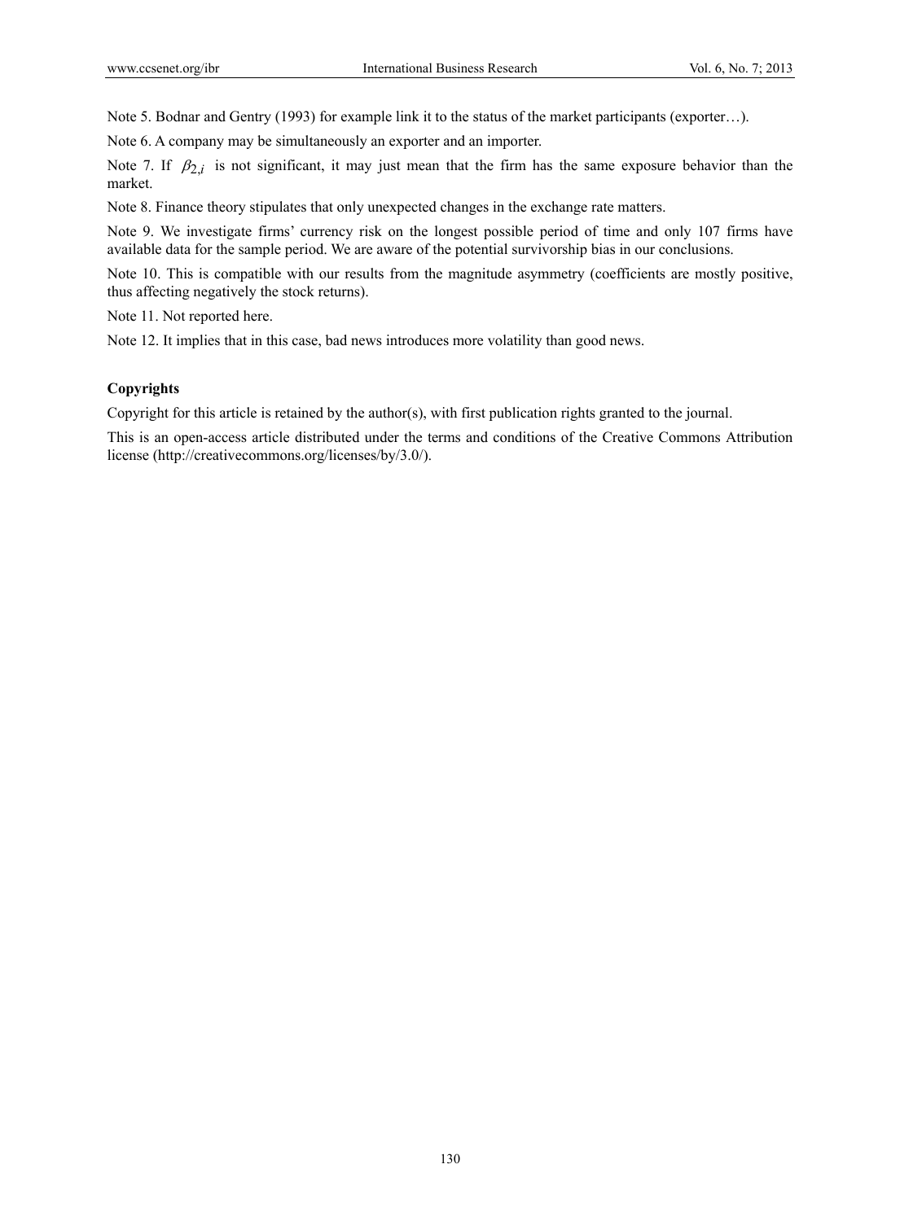Note 5. Bodnar and Gentry (1993) for example link it to the status of the market participants (exporter…).

Note 6. A company may be simultaneously an exporter and an importer.

Note 7. If $\beta_{2,i}$ is not significant, it may just mean that the firm has the same exposure behavior than the market.

Note 8. Finance theory stipulates that only unexpected changes in the exchange rate matters.

Note 9. We investigate firms' currency risk on the longest possible period of time and only 107 firms have available data for the sample period. We are aware of the potential survivorship bias in our conclusions.

Note 10. This is compatible with our results from the magnitude asymmetry (coefficients are mostly positive, thus affecting negatively the stock returns).

Note 11. Not reported here.

Note 12. It implies that in this case, bad news introduces more volatility than good news.

**Copyrights**

Copyright for this article is retained by the author(s), with first publication rights granted to the journal.

This is an open-access article distributed under the terms and conditions of the Creative Commons Attribution license (http://creativecommons.org/licenses/by/3.0/).